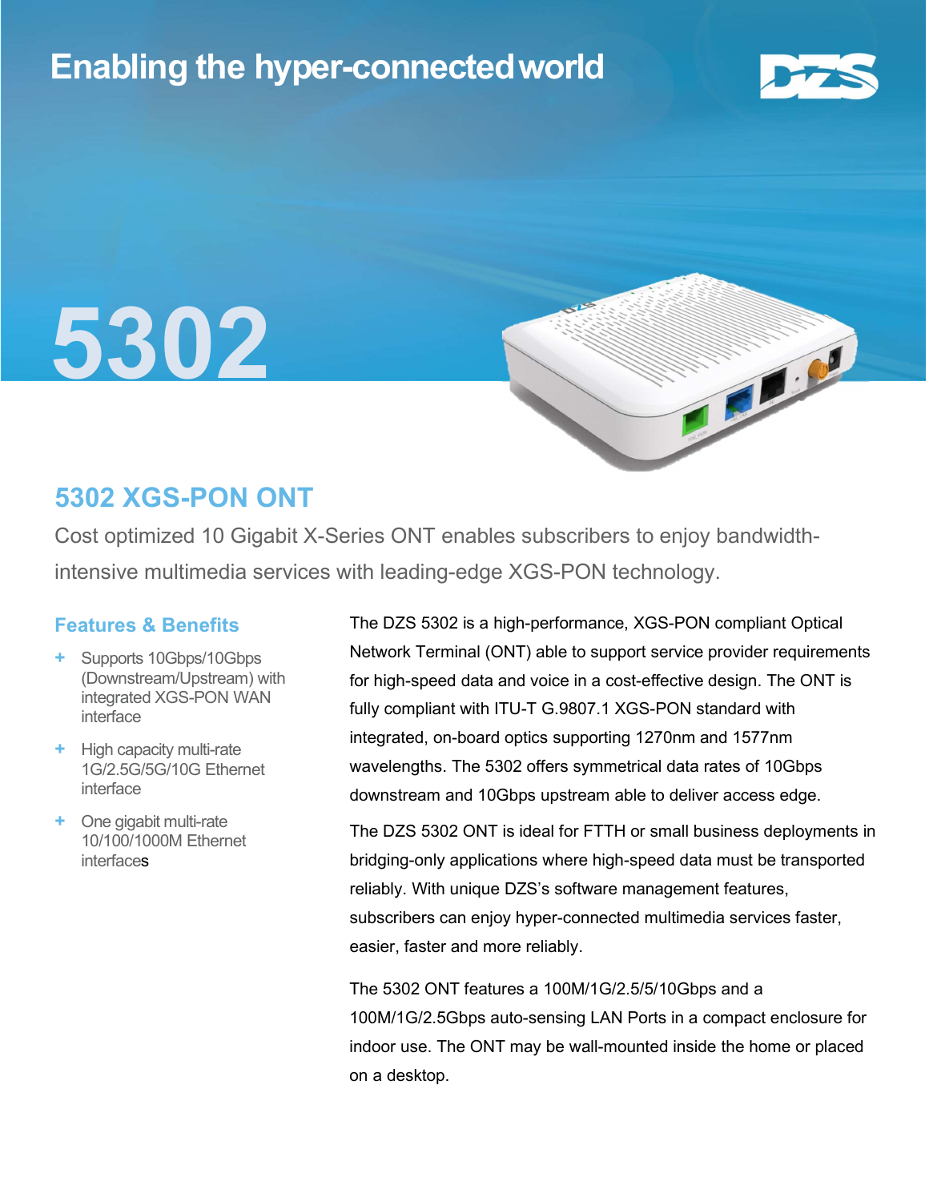# Enabling the hyper-connected world

# 5302

## 5302 XGS-PON ONT

Cost optimized 10 Gigabit X-Series ONT enables subscribers to enjoy bandwidth-intensive multimedia services with leading-edge XGS-PON technology.

### Features & Benefits

- Supports 10Gbps/10Gbps (Downstream/Upstream) with integrated XGS-PON WAN interface
- High capacity multi-rate 1G/2.5G/5G/10G Ethernet interface
- One gigabit multi-rate 10/100/1000M Ethernet interfaces

The DZS 5302 is a high-performance, XGS-PON compliant Optical Network Terminal (ONT) able to support service provider requirements for high-speed data and voice in a cost-effective design. The ONT is fully compliant with ITU-T G.9807.1 XGS-PON standard with integrated, on-board optics supporting 1270nm and 1577nm wavelengths. The 5302 offers symmetrical data rates of 10Gbps downstream and 10Gbps upstream able to deliver access edge.

The DZS 5302 ONT is ideal for FTTH or small business deployments in bridging-only applications where high-speed data must be transported reliably. With unique DZS's software management features, subscribers can enjoy hyper-connected multimedia services faster, easier, faster and more reliably.

The 5302 ONT features a 100M/1G/2.5/5/10Gbps and a 100M/1G/2.5Gbps auto-sensing LAN Ports in a compact enclosure for indoor use. The ONT may be wall-mounted inside the home or placed on a desktop.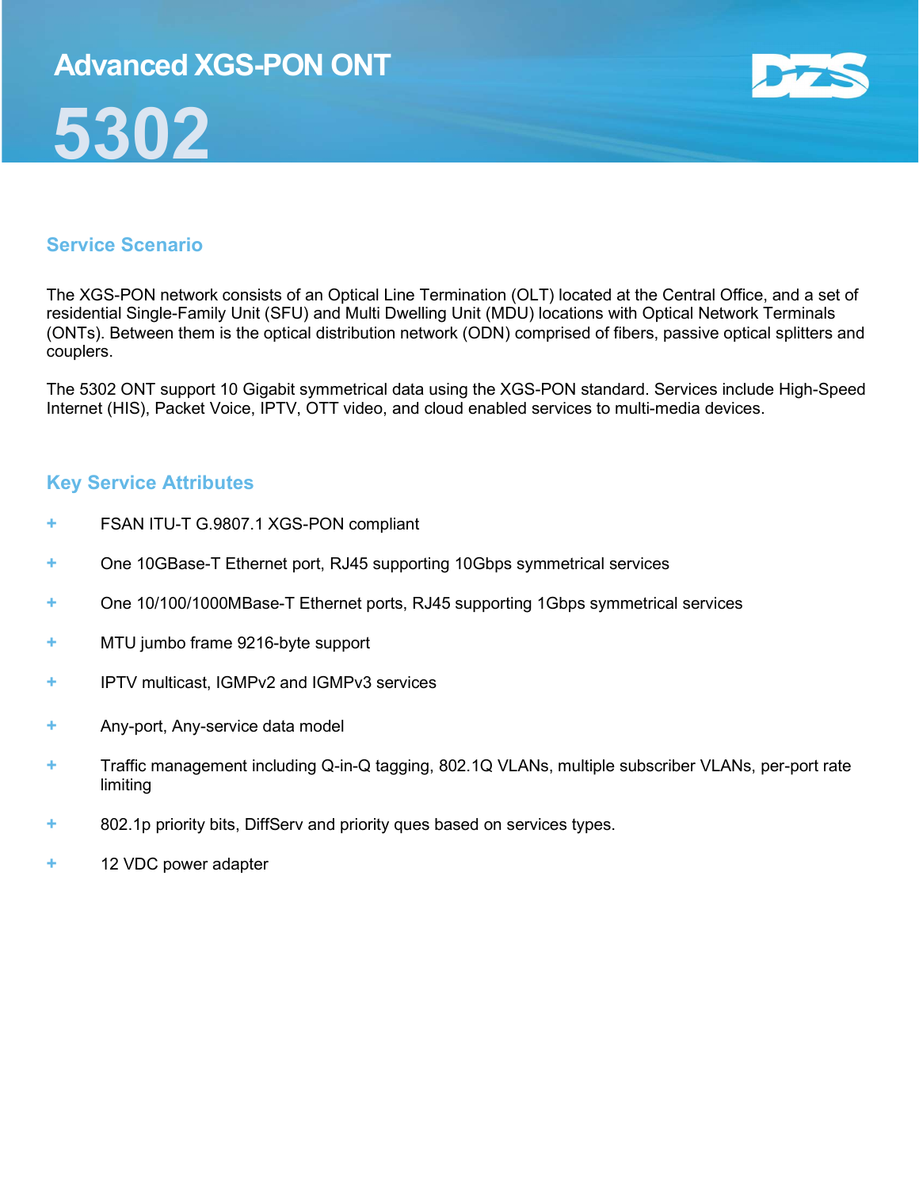# Advanced XGS-PON ONT

# 5302

## Service Scenario

The XGS-PON network consists of an Optical Line Termination (OLT) located at the Central Office, and a set of residential Single-Family Unit (SFU) and Multi Dwelling Unit (MDU) locations with Optical Network Terminals (ONTs). Between them is the optical distribution network (ODN) comprised of fibers, passive optical splitters and couplers.

The 5302 ONT support 10 Gigabit symmetrical data using the XGS-PON standard. Services include High-Speed Internet (HIS), Packet Voice, IPTV, OTT video, and cloud enabled services to multi-media devices.

## Key Service Attributes

- FSAN ITU-T G.9807.1 XGS-PON compliant
- One 10GBase-T Ethernet port, RJ45 supporting 10Gbps symmetrical services
- One 10/100/1000MBase-T Ethernet ports, RJ45 supporting 1Gbps symmetrical services
- MTU jumbo frame 9216-byte support
- IPTV multicast, IGMPv2 and IGMPv3 services
- Any-port, Any-service data model
- Traffic management including Q-in-Q tagging, 802.1Q VLANs, multiple subscriber VLANs, per-port rate limiting
- 802.1p priority bits, DiffServ and priority ques based on services types.
- 12 VDC power adapter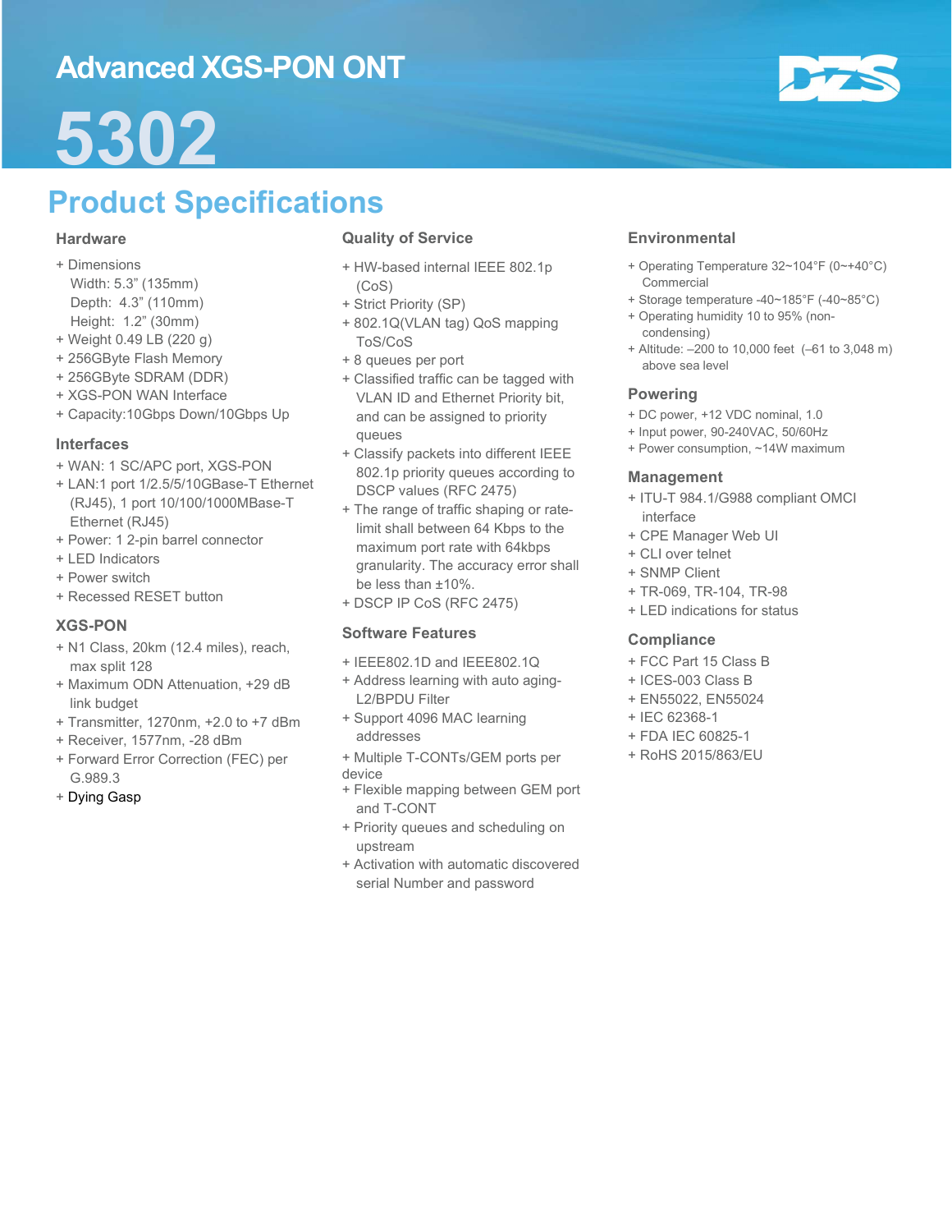# Advanced XGS-PON ONT

# 5302

## Product Specifications

### Hardware

+ Dimensions
  Width: 5.3" (135mm)
  Depth: 4.3" (110mm)
  Height: 1.2" (30mm)
+ Weight 0.49 LB (220 g)
+ 256GByte Flash Memory
+ 256GByte SDRAM (DDR)
+ XGS-PON WAN Interface
+ Capacity:10Gbps Down/10Gbps Up

### Interfaces

+ WAN: 1 SC/APC port, XGS-PON
+ LAN:1 port 1/2.5/5/10GBase-T Ethernet (RJ45), 1 port 10/100/1000MBase-T Ethernet (RJ45)
+ Power: 1 2-pin barrel connector
+ LED Indicators
+ Power switch
+ Recessed RESET button

### XGS-PON

+ N1 Class, 20km (12.4 miles), reach, max split 128
+ Maximum ODN Attenuation, +29 dB link budget
+ Transmitter, 1270nm, +2.0 to +7 dBm
+ Receiver, 1577nm, -28 dBm
+ Forward Error Correction (FEC) per G.989.3
+ Dying Gasp

### Quality of Service

+ HW-based internal IEEE 802.1p (CoS)
+ Strict Priority (SP)
+ 802.1Q(VLAN tag) QoS mapping ToS/CoS
+ 8 queues per port
+ Classified traffic can be tagged with VLAN ID and Ethernet Priority bit, and can be assigned to priority queues
+ Classify packets into different IEEE 802.1p priority queues according to DSCP values (RFC 2475)
+ The range of traffic shaping or rate-limit shall between 64 Kbps to the maximum port rate with 64kbps granularity. The accuracy error shall be less than ±10%.
+ DSCP IP CoS (RFC 2475)

### Software Features

+ IEEE802.1D and IEEE802.1Q
+ Address learning with auto aging-L2/BPDU Filter
+ Support 4096 MAC learning addresses
+ Multiple T-CONTs/GEM ports per device
+ Flexible mapping between GEM port and T-CONT
+ Priority queues and scheduling on upstream
+ Activation with automatic discovered serial Number and password

### Environmental

+ Operating Temperature 32~104°F (0~+40°C) Commercial
+ Storage temperature -40~185°F (-40~85°C)
+ Operating humidity 10 to 95% (non-condensing)
+ Altitude: –200 to 10,000 feet (–61 to 3,048 m) above sea level

### Powering

+ DC power, +12 VDC nominal, 1.0
+ Input power, 90-240VAC, 50/60Hz
+ Power consumption, ~14W maximum

### Management

+ ITU-T 984.1/G988 compliant OMCI interface
+ CPE Manager Web UI
+ CLI over telnet
+ SNMP Client
+ TR-069, TR-104, TR-98
+ LED indications for status

### Compliance

+ FCC Part 15 Class B
+ ICES-003 Class B
+ EN55022, EN55024
+ IEC 62368-1
+ FDA IEC 60825-1
+ RoHS 2015/863/EU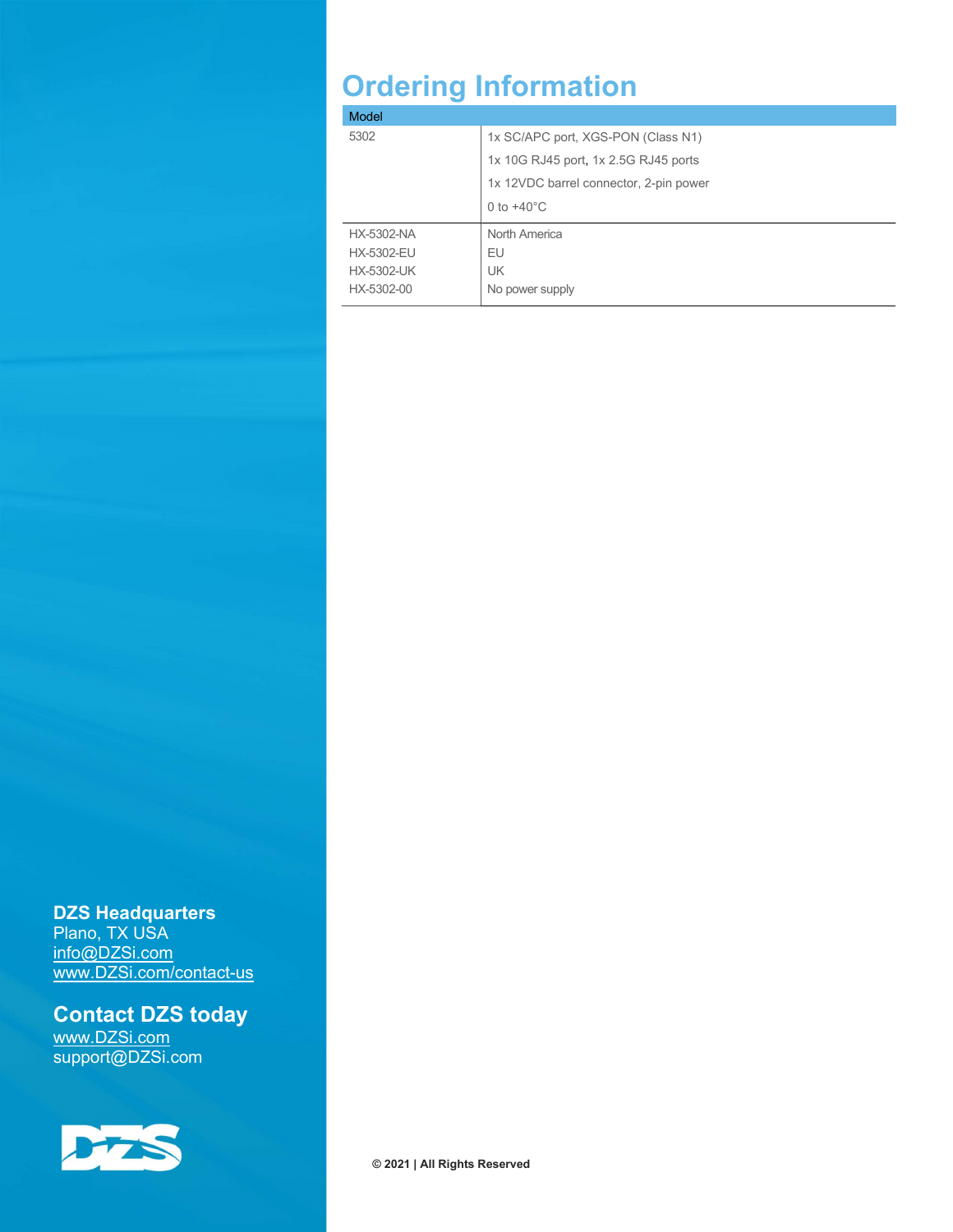# Ordering Information

| Model | |
|---|---|
| 5302 | 1x SC/APC port, XGS-PON (Class N1)<br>1x 10G RJ45 port, 1x 2.5G RJ45 ports<br>1x 12VDC barrel connector, 2-pin power<br>0 to +40°C |
| HX-5302-NA<br>HX-5302-EU<br>HX-5302-UK<br>HX-5302-00 | North America<br>EU<br>UK<br>No power supply |

**DZS Headquarters**
Plano, TX USA
info@DZSi.com
www.DZSi.com/contact-us

**Contact DZS today**
www.DZSi.com
support@DZSi.com

DZS

**© 2021 | All Rights Reserved**